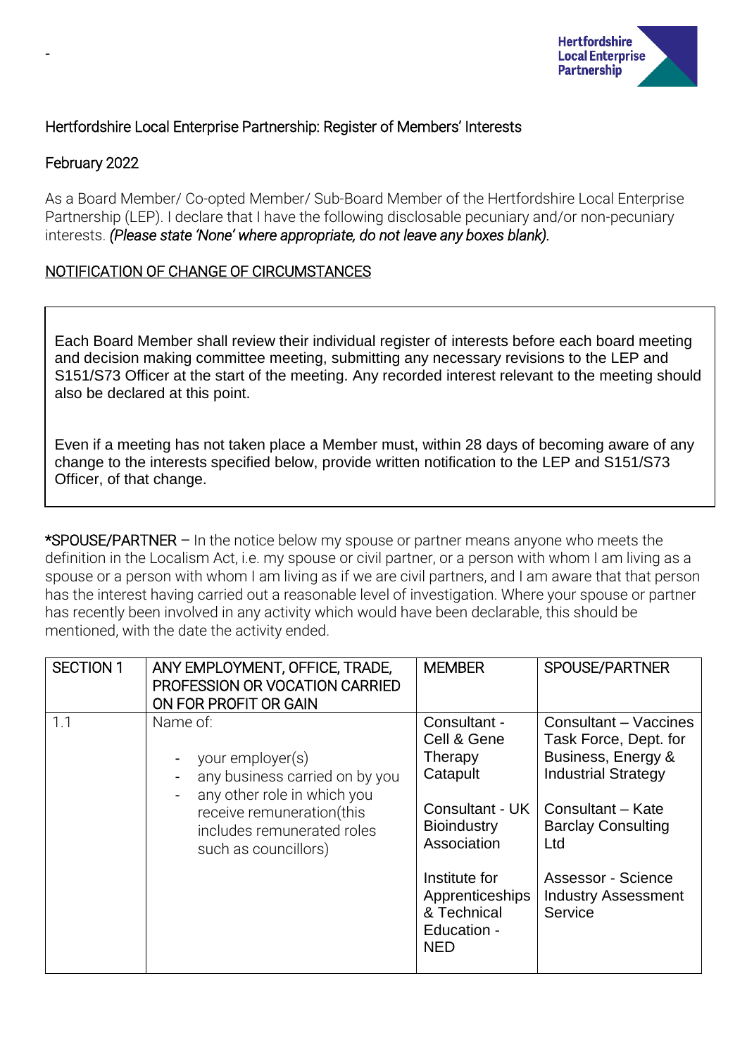Hertfordshire Local Enterprise Partnership: Register of Members' Interests

February 2022

As a Board Member/ Co-opted Member/ Sub-Board Member of the Hertfordshire Local Enterprise Partnership (LEP). I declare that I have the following disclosable pecuniary and/or non-pecuniary interests. *(Please state 'None' where appropriate, do not leave any boxes blank).*

NOTIFICATION OF CHANGE OF CIRCUMSTANCES

Each Board Member shall review their individual register of interests before each board meeting and decision making committee meeting, submitting any necessary revisions to the LEP and S151/S73 Officer at the start of the meeting. Any recorded interest relevant to the meeting should also be declared at this point.

Even if a meeting has not taken place a Member must, within 28 days of becoming aware of any change to the interests specified below, provide written notification to the LEP and S151/S73 Officer, of that change.

*SPOUSE/PARTNER – In the notice below my spouse or partner means anyone who meets the definition in the Localism Act, i.e. my spouse or civil partner, or a person with whom I am living as a spouse or a person with whom I am living as if we are civil partners, and I am aware that that person has the interest having carried out a reasonable level of investigation. Where your spouse or partner has recently been involved in any activity which would have been declarable, this should be mentioned, with the date the activity ended.

| SECTION 1 | ANY EMPLOYMENT, OFFICE, TRADE, PROFESSION OR VOCATION CARRIED ON FOR PROFIT OR GAIN | MEMBER | SPOUSE/PARTNER |
|---|---|---|---|
| 1.1 | Name of:<br>- your employer(s)<br>- any business carried on by you<br>- any other role in which you receive remuneration(this includes remunerated roles such as councillors) | Consultant - Cell & Gene Therapy Catapult<br><br>Consultant - UK Bioindustry Association<br><br>Institute for Apprenticeships & Technical Education - NED | Consultant – Vaccines Task Force, Dept. for Business, Energy & Industrial Strategy<br><br>Consultant – Kate Barclay Consulting Ltd<br><br>Assessor - Science Industry Assessment Service |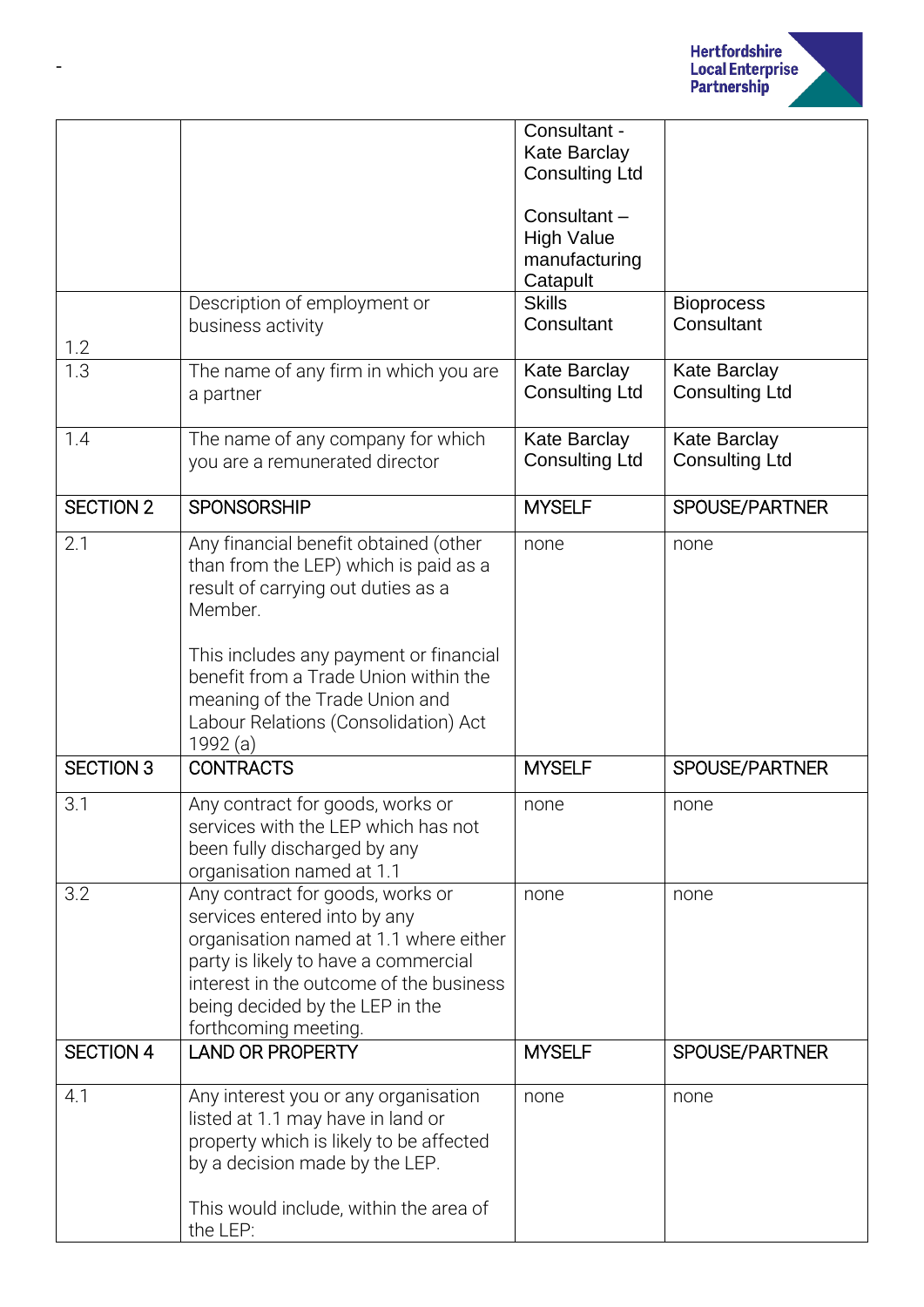| | | Consultant - Kate Barclay Consulting Ltd<br><br>Consultant – High Value manufacturing Catapult | |
|---|---|---|---|
| 1.2 | Description of employment or business activity | Skills Consultant | Bioprocess Consultant |
| 1.3 | The name of any firm in which you are a partner | Kate Barclay Consulting Ltd | Kate Barclay Consulting Ltd |
| 1.4 | The name of any company for which you are a remunerated director | Kate Barclay Consulting Ltd | Kate Barclay Consulting Ltd |
| SECTION 2 | SPONSORSHIP | MYSELF | SPOUSE/PARTNER |
| 2.1 | Any financial benefit obtained (other than from the LEP) which is paid as a result of carrying out duties as a Member.<br><br>This includes any payment or financial benefit from a Trade Union within the meaning of the Trade Union and Labour Relations (Consolidation) Act 1992 (a) | none | none |
| SECTION 3 | CONTRACTS | MYSELF | SPOUSE/PARTNER |
| 3.1 | Any contract for goods, works or services with the LEP which has not been fully discharged by any organisation named at 1.1 | none | none |
| 3.2 | Any contract for goods, works or services entered into by any organisation named at 1.1 where either party is likely to have a commercial interest in the outcome of the business being decided by the LEP in the forthcoming meeting. | none | none |
| SECTION 4 | LAND OR PROPERTY | MYSELF | SPOUSE/PARTNER |
| 4.1 | Any interest you or any organisation listed at 1.1 may have in land or property which is likely to be affected by a decision made by the LEP.<br><br>This would include, within the area of the LEP: | none | none |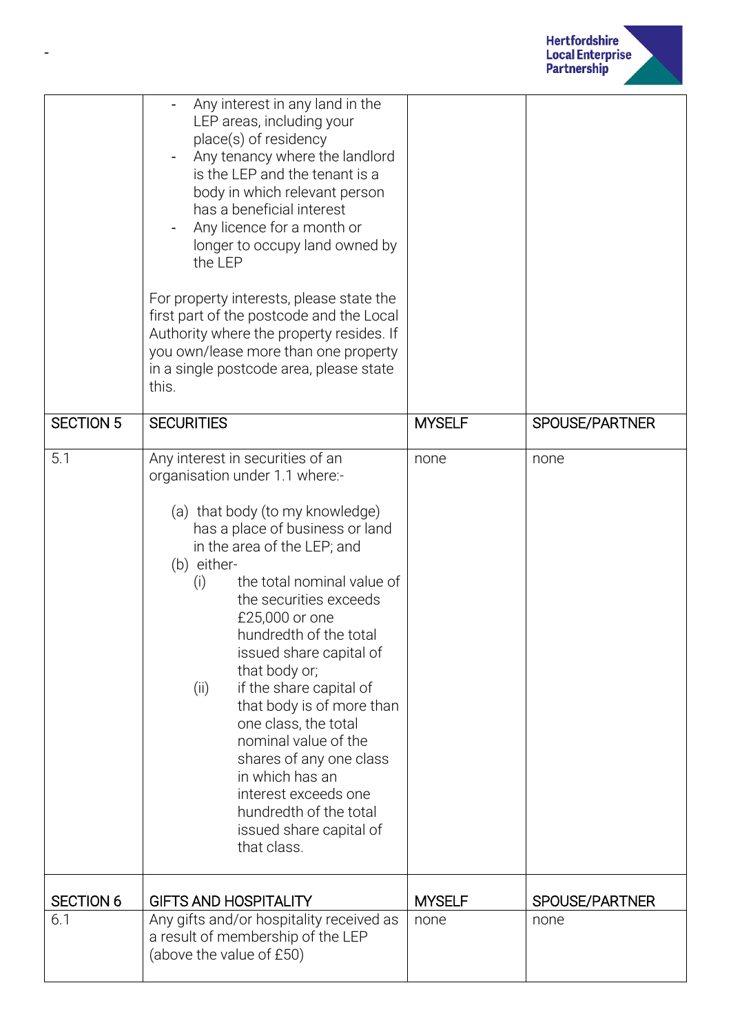| | | | |
|---|---|---|---|
| | - Any interest in any land in the LEP areas, including your place(s) of residency<br>- Any tenancy where the landlord is the LEP and the tenant is a body in which relevant person has a beneficial interest<br>- Any licence for a month or longer to occupy land owned by the LEP<br><br>For property interests, please state the first part of the postcode and the Local Authority where the property resides. If you own/lease more than one property in a single postcode area, please state this. | | |
| SECTION 5 | SECURITIES | MYSELF | SPOUSE/PARTNER |
| 5.1 | Any interest in securities of an organisation under 1.1 where:-<br><br>(a) that body (to my knowledge) has a place of business or land in the area of the LEP; and<br>(b) either-<br>(i) the total nominal value of the securities exceeds £25,000 or one hundredth of the total issued share capital of that body or;<br>(ii) if the share capital of that body is of more than one class, the total nominal value of the shares of any one class in which has an interest exceeds one hundredth of the total issued share capital of that class. | none | none |
| SECTION 6 | GIFTS AND HOSPITALITY | MYSELF | SPOUSE/PARTNER |
| 6.1 | Any gifts and/or hospitality received as a result of membership of the LEP (above the value of £50) | none | none |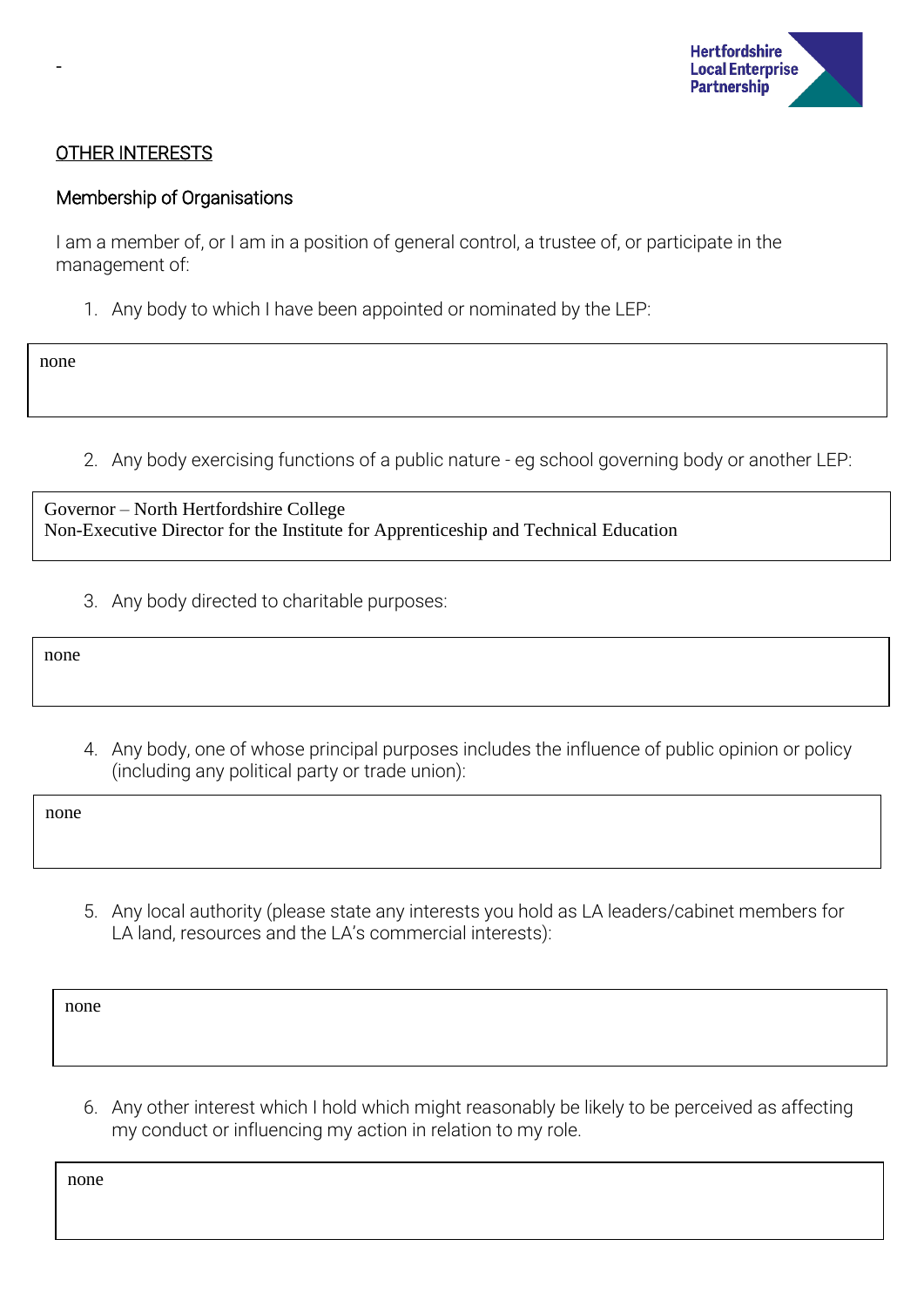-

## OTHER INTERESTS

### Membership of Organisations

I am a member of, or I am in a position of general control, a trustee of, or participate in the management of:

1. Any body to which I have been appointed or nominated by the LEP:

none

2. Any body exercising functions of a public nature - eg school governing body or another LEP:

Governor – North Hertfordshire College
Non-Executive Director for the Institute for Apprenticeship and Technical Education

3. Any body directed to charitable purposes:

none

4. Any body, one of whose principal purposes includes the influence of public opinion or policy (including any political party or trade union):

none

5. Any local authority (please state any interests you hold as LA leaders/cabinet members for LA land, resources and the LA's commercial interests):

none

6. Any other interest which I hold which might reasonably be likely to be perceived as affecting my conduct or influencing my action in relation to my role.

none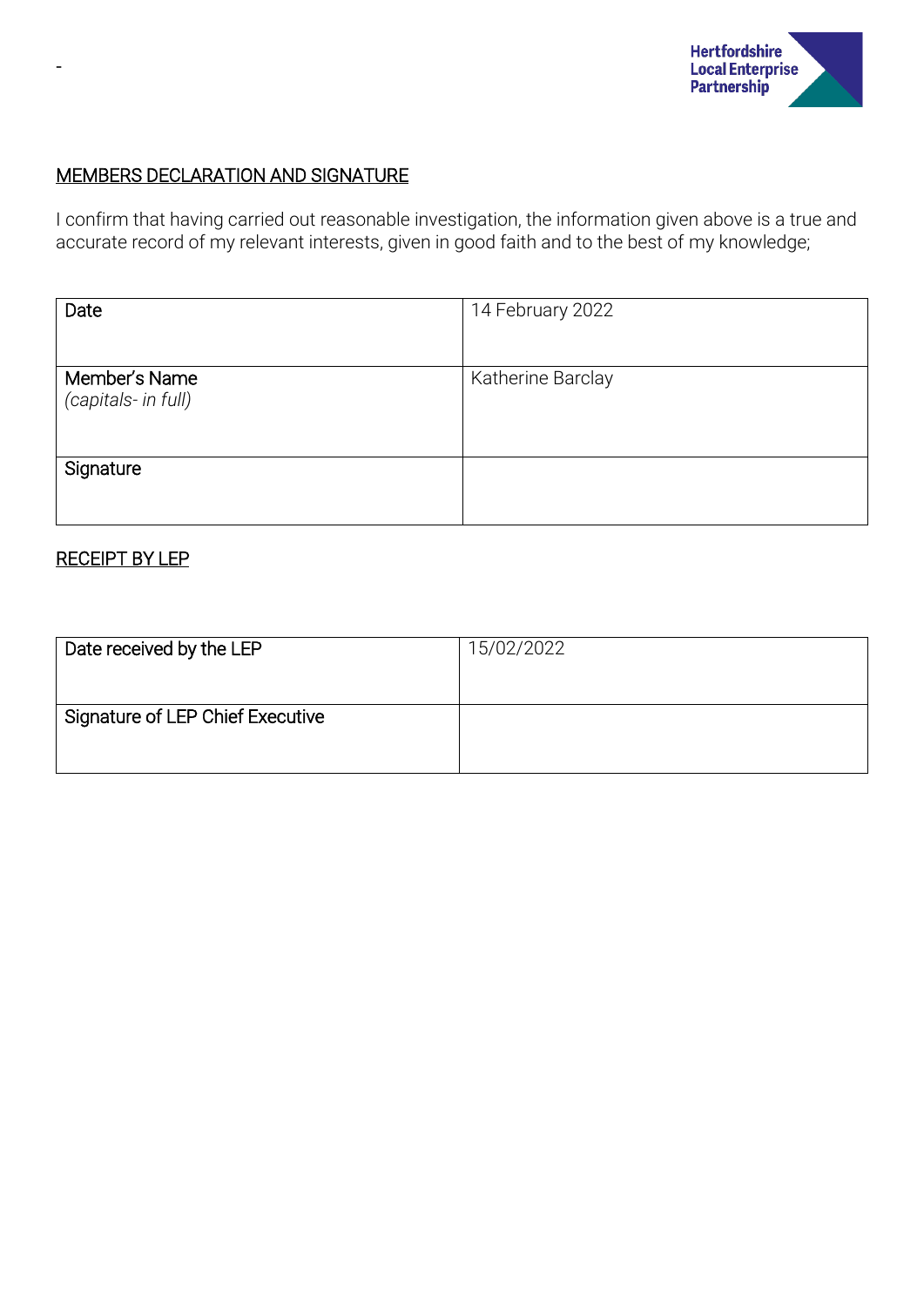-

## MEMBERS DECLARATION AND SIGNATURE

I confirm that having carried out reasonable investigation, the information given above is a true and accurate record of my relevant interests, given in good faith and to the best of my knowledge;

| | |
|---|---|
| Date | 14 February 2022 |
| Member's Name *(capitals- in full)* | Katherine Barclay |
| Signature | |

## RECEIPT BY LEP

| | |
|---|---|
| Date received by the LEP | 15/02/2022 |
| Signature of LEP Chief Executive | |